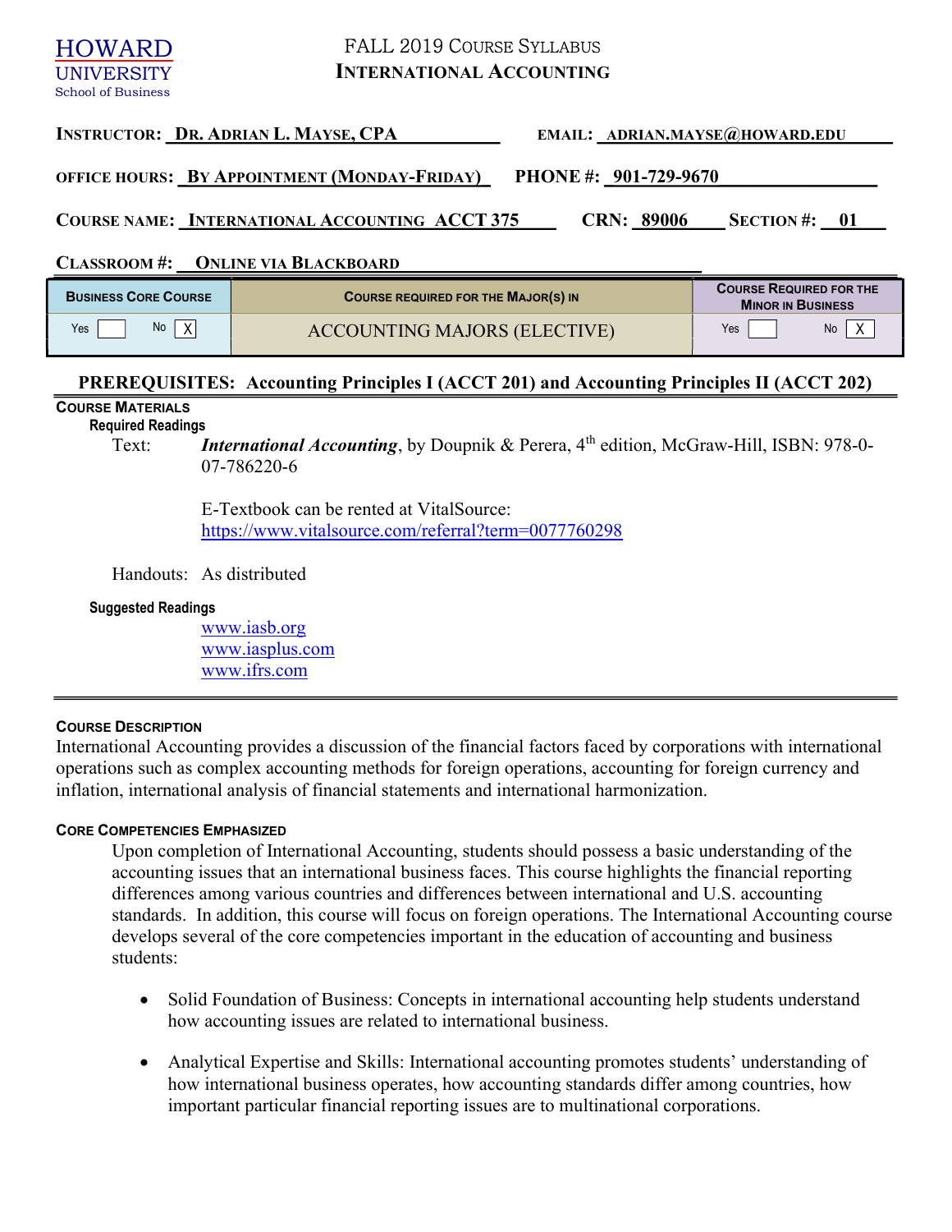HOWARD UNIVERSITY
School of Business

# FALL 2019 COURSE SYLLABUS
# INTERNATIONAL ACCOUNTING

**INSTRUCTOR:** DR. ADRIAN L. MAYSE, CPA  **EMAIL:** ADRIAN.MAYSE@HOWARD.EDU

**OFFICE HOURS:** BY APPOINTMENT (MONDAY-FRIDAY)  **PHONE #:** 901-729-9670

**COURSE NAME:** INTERNATIONAL ACCOUNTING ACCT 375  **CRN:** 89006  **SECTION #:** 01

**CLASSROOM #:** ONLINE VIA BLACKBOARD

| BUSINESS CORE COURSE | COURSE REQUIRED FOR THE MAJOR(S) IN | COURSE REQUIRED FOR THE MINOR IN BUSINESS |
|---|---|---|
| Yes [ ] No [X] | ACCOUNTING MAJORS (ELECTIVE) | Yes [ ] No [X] |

**PREREQUISITES: Accounting Principles I (ACCT 201) and Accounting Principles II (ACCT 202)**

## COURSE MATERIALS

**Required Readings**

Text: ***International Accounting***, by Doupnik & Perera, 4th edition, McGraw-Hill, ISBN: 978-0-07-786220-6

E-Textbook can be rented at VitalSource: https://www.vitalsource.com/referral?term=0077760298

Handouts: As distributed

**Suggested Readings**

www.iasb.org
www.iasplus.com
www.ifrs.com

## COURSE DESCRIPTION

International Accounting provides a discussion of the financial factors faced by corporations with international operations such as complex accounting methods for foreign operations, accounting for foreign currency and inflation, international analysis of financial statements and international harmonization.

## CORE COMPETENCIES EMPHASIZED

Upon completion of International Accounting, students should possess a basic understanding of the accounting issues that an international business faces. This course highlights the financial reporting differences among various countries and differences between international and U.S. accounting standards. In addition, this course will focus on foreign operations. The International Accounting course develops several of the core competencies important in the education of accounting and business students:

- Solid Foundation of Business: Concepts in international accounting help students understand how accounting issues are related to international business.
- Analytical Expertise and Skills: International accounting promotes students' understanding of how international business operates, how accounting standards differ among countries, how important particular financial reporting issues are to multinational corporations.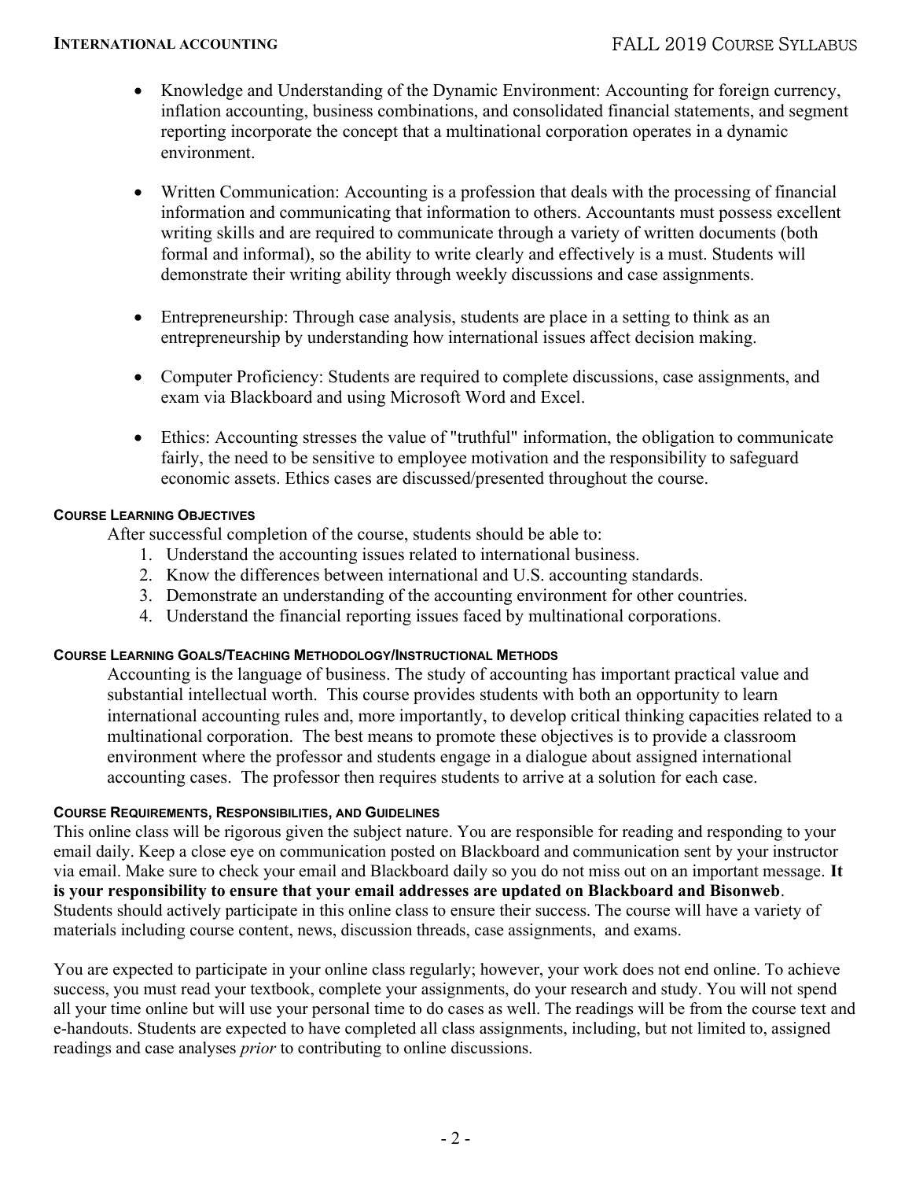- Knowledge and Understanding of the Dynamic Environment: Accounting for foreign currency, inflation accounting, business combinations, and consolidated financial statements, and segment reporting incorporate the concept that a multinational corporation operates in a dynamic environment.

- Written Communication: Accounting is a profession that deals with the processing of financial information and communicating that information to others. Accountants must possess excellent writing skills and are required to communicate through a variety of written documents (both formal and informal), so the ability to write clearly and effectively is a must. Students will demonstrate their writing ability through weekly discussions and case assignments.

- Entrepreneurship: Through case analysis, students are place in a setting to think as an entrepreneurship by understanding how international issues affect decision making.

- Computer Proficiency: Students are required to complete discussions, case assignments, and exam via Blackboard and using Microsoft Word and Excel.

- Ethics: Accounting stresses the value of "truthful" information, the obligation to communicate fairly, the need to be sensitive to employee motivation and the responsibility to safeguard economic assets. Ethics cases are discussed/presented throughout the course.

#### COURSE LEARNING OBJECTIVES

After successful completion of the course, students should be able to:

1. Understand the accounting issues related to international business.
2. Know the differences between international and U.S. accounting standards.
3. Demonstrate an understanding of the accounting environment for other countries.
4. Understand the financial reporting issues faced by multinational corporations.

#### COURSE LEARNING GOALS/TEACHING METHODOLOGY/INSTRUCTIONAL METHODS

Accounting is the language of business. The study of accounting has important practical value and substantial intellectual worth. This course provides students with both an opportunity to learn international accounting rules and, more importantly, to develop critical thinking capacities related to a multinational corporation. The best means to promote these objectives is to provide a classroom environment where the professor and students engage in a dialogue about assigned international accounting cases. The professor then requires students to arrive at a solution for each case.

#### COURSE REQUIREMENTS, RESPONSIBILITIES, AND GUIDELINES

This online class will be rigorous given the subject nature. You are responsible for reading and responding to your email daily. Keep a close eye on communication posted on Blackboard and communication sent by your instructor via email. Make sure to check your email and Blackboard daily so you do not miss out on an important message. **It is your responsibility to ensure that your email addresses are updated on Blackboard and Bisonweb**. Students should actively participate in this online class to ensure their success. The course will have a variety of materials including course content, news, discussion threads, case assignments, and exams.

You are expected to participate in your online class regularly; however, your work does not end online. To achieve success, you must read your textbook, complete your assignments, do your research and study. You will not spend all your time online but will use your personal time to do cases as well. The readings will be from the course text and e-handouts. Students are expected to have completed all class assignments, including, but not limited to, assigned readings and case analyses *prior* to contributing to online discussions.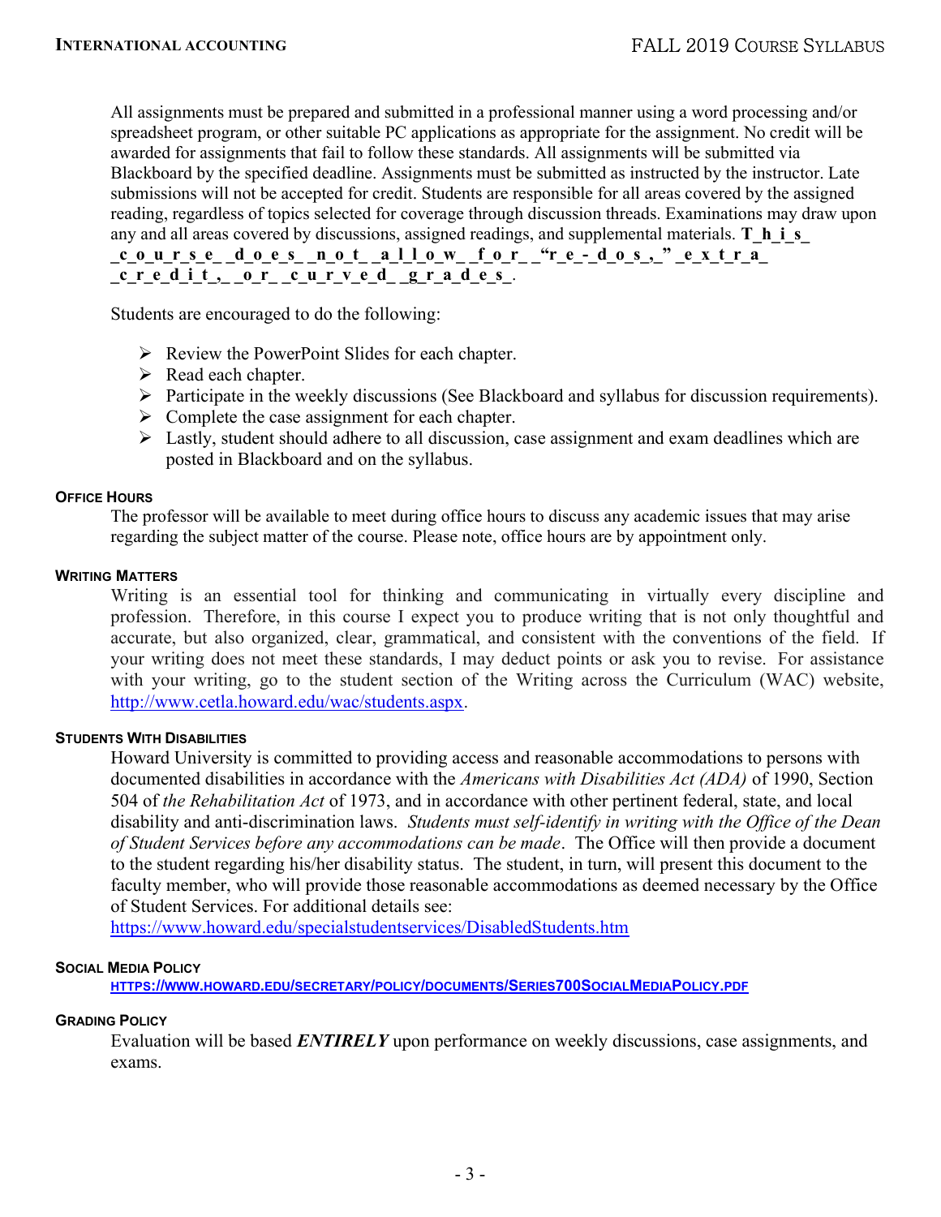All assignments must be prepared and submitted in a professional manner using a word processing and/or spreadsheet program, or other suitable PC applications as appropriate for the assignment. No credit will be awarded for assignments that fail to follow these standards. All assignments will be submitted via Blackboard by the specified deadline. Assignments must be submitted as instructed by the instructor. Late submissions will not be accepted for credit. Students are responsible for all areas covered by the assigned reading, regardless of topics selected for coverage through discussion threads. Examinations may draw upon any and all areas covered by discussions, assigned readings, and supplemental materials. **This course does not allow for "re-dos," extra credit, or curved grades.**

Students are encouraged to do the following:

- Review the PowerPoint Slides for each chapter.
- Read each chapter.
- Participate in the weekly discussions (See Blackboard and syllabus for discussion requirements).
- Complete the case assignment for each chapter.
- Lastly, student should adhere to all discussion, case assignment and exam deadlines which are posted in Blackboard and on the syllabus.

### Office Hours

The professor will be available to meet during office hours to discuss any academic issues that may arise regarding the subject matter of the course. Please note, office hours are by appointment only.

### Writing Matters

Writing is an essential tool for thinking and communicating in virtually every discipline and profession. Therefore, in this course I expect you to produce writing that is not only thoughtful and accurate, but also organized, clear, grammatical, and consistent with the conventions of the field. If your writing does not meet these standards, I may deduct points or ask you to revise. For assistance with your writing, go to the student section of the Writing across the Curriculum (WAC) website, http://www.cetla.howard.edu/wac/students.aspx.

### Students With Disabilities

Howard University is committed to providing access and reasonable accommodations to persons with documented disabilities in accordance with the *Americans with Disabilities Act (ADA)* of 1990, Section 504 of *the Rehabilitation Act* of 1973, and in accordance with other pertinent federal, state, and local disability and anti-discrimination laws. *Students must self-identify in writing with the Office of the Dean of Student Services before any accommodations can be made*. The Office will then provide a document to the student regarding his/her disability status. The student, in turn, will present this document to the faculty member, who will provide those reasonable accommodations as deemed necessary by the Office of Student Services. For additional details see:
https://www.howard.edu/specialstudentservices/DisabledStudents.htm

### Social Media Policy

HTTPS://WWW.HOWARD.EDU/SECRETARY/POLICY/DOCUMENTS/SERIES700SOCIALMEDIAPOLICY.PDF

### Grading Policy

Evaluation will be based ***ENTIRELY*** upon performance on weekly discussions, case assignments, and exams.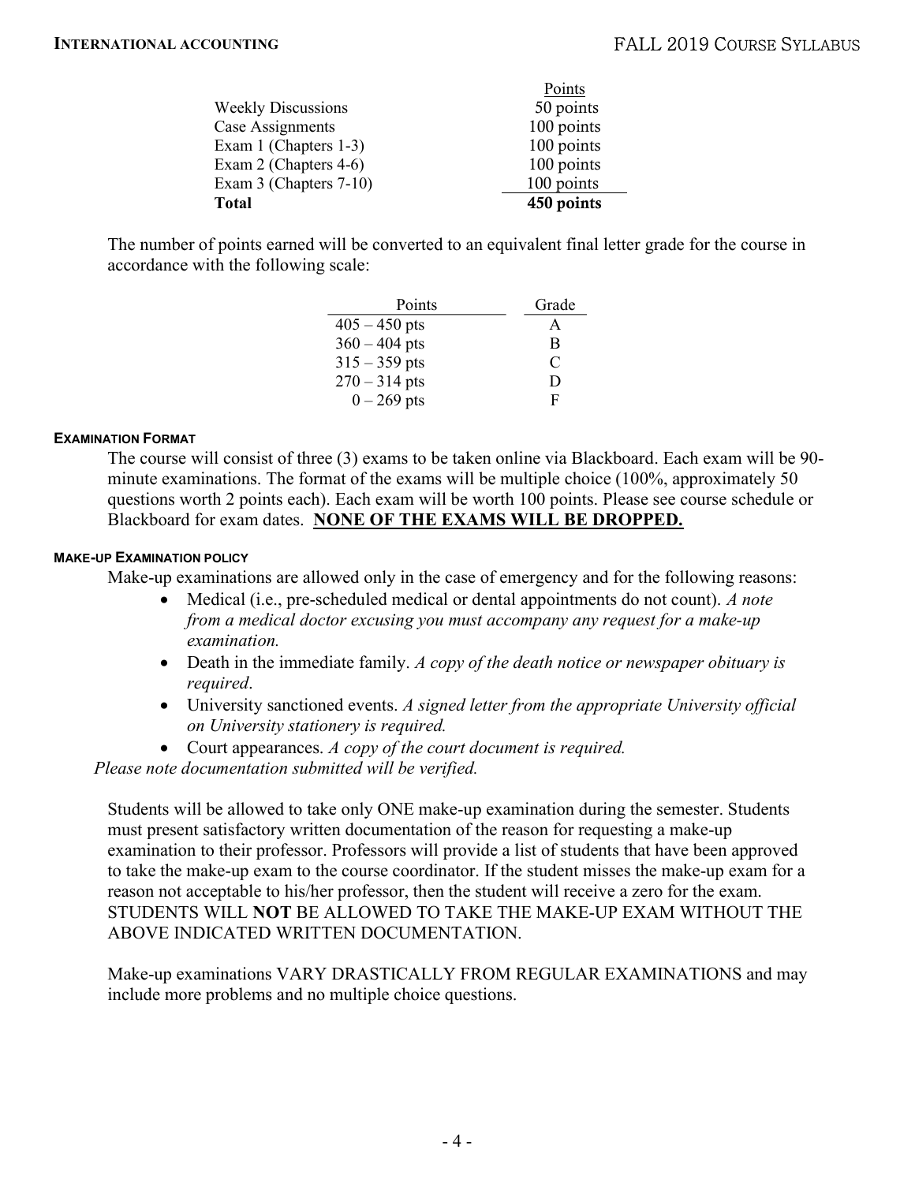| | Points |
|---|---|
| Weekly Discussions | 50 points |
| Case Assignments | 100 points |
| Exam 1 (Chapters 1-3) | 100 points |
| Exam 2 (Chapters 4-6) | 100 points |
| Exam 3 (Chapters 7-10) | 100 points |
| **Total** | **450 points** |

The number of points earned will be converted to an equivalent final letter grade for the course in accordance with the following scale:

| Points | Grade |
|---|---|
| 405 – 450 pts | A |
| 360 – 404 pts | B |
| 315 – 359 pts | C |
| 270 – 314 pts | D |
| 0 – 269 pts | F |

### EXAMINATION FORMAT

The course will consist of three (3) exams to be taken online via Blackboard. Each exam will be 90-minute examinations. The format of the exams will be multiple choice (100%, approximately 50 questions worth 2 points each). Each exam will be worth 100 points. Please see course schedule or Blackboard for exam dates. **NONE OF THE EXAMS WILL BE DROPPED.**

### MAKE-UP EXAMINATION POLICY

Make-up examinations are allowed only in the case of emergency and for the following reasons:

- Medical (i.e., pre-scheduled medical or dental appointments do not count). *A note from a medical doctor excusing you must accompany any request for a make-up examination.*
- Death in the immediate family. *A copy of the death notice or newspaper obituary is required*.
- University sanctioned events. *A signed letter from the appropriate University official on University stationery is required.*
- Court appearances. *A copy of the court document is required.*

*Please note documentation submitted will be verified.*

Students will be allowed to take only ONE make-up examination during the semester. Students must present satisfactory written documentation of the reason for requesting a make-up examination to their professor. Professors will provide a list of students that have been approved to take the make-up exam to the course coordinator. If the student misses the make-up exam for a reason not acceptable to his/her professor, then the student will receive a zero for the exam. STUDENTS WILL **NOT** BE ALLOWED TO TAKE THE MAKE-UP EXAM WITHOUT THE ABOVE INDICATED WRITTEN DOCUMENTATION.

Make-up examinations VARY DRASTICALLY FROM REGULAR EXAMINATIONS and may include more problems and no multiple choice questions.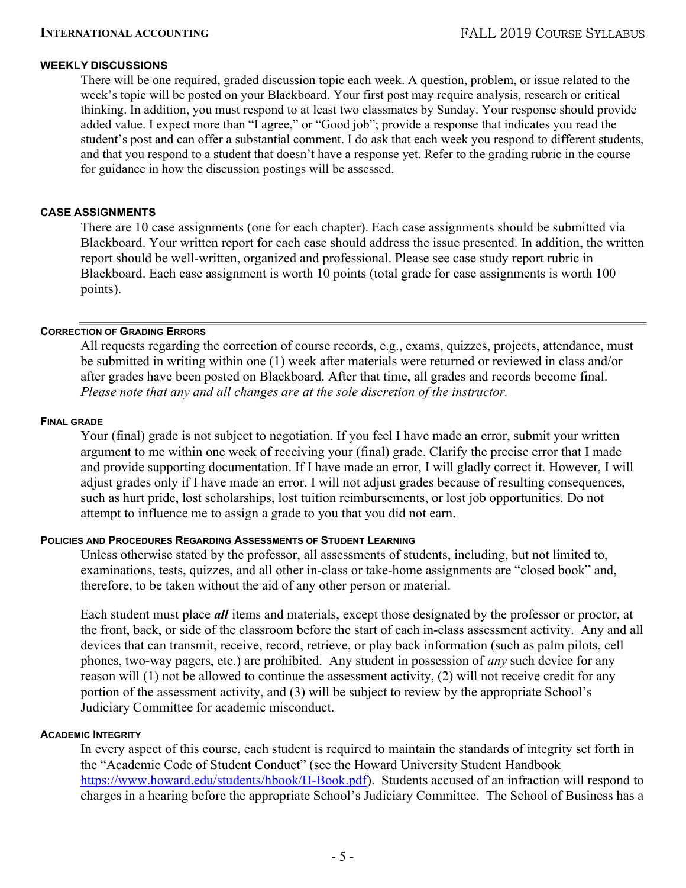### WEEKLY DISCUSSIONS

There will be one required, graded discussion topic each week. A question, problem, or issue related to the week's topic will be posted on your Blackboard. Your first post may require analysis, research or critical thinking. In addition, you must respond to at least two classmates by Sunday. Your response should provide added value. I expect more than "I agree," or "Good job"; provide a response that indicates you read the student's post and can offer a substantial comment. I do ask that each week you respond to different students, and that you respond to a student that doesn't have a response yet. Refer to the grading rubric in the course for guidance in how the discussion postings will be assessed.

### CASE ASSIGNMENTS

There are 10 case assignments (one for each chapter). Each case assignments should be submitted via Blackboard. Your written report for each case should address the issue presented. In addition, the written report should be well-written, organized and professional. Please see case study report rubric in Blackboard. Each case assignment is worth 10 points (total grade for case assignments is worth 100 points).

---

### CORRECTION OF GRADING ERRORS

All requests regarding the correction of course records, e.g., exams, quizzes, projects, attendance, must be submitted in writing within one (1) week after materials were returned or reviewed in class and/or after grades have been posted on Blackboard. After that time, all grades and records become final. *Please note that any and all changes are at the sole discretion of the instructor.*

### FINAL GRADE

Your (final) grade is not subject to negotiation. If you feel I have made an error, submit your written argument to me within one week of receiving your (final) grade. Clarify the precise error that I made and provide supporting documentation. If I have made an error, I will gladly correct it. However, I will adjust grades only if I have made an error. I will not adjust grades because of resulting consequences, such as hurt pride, lost scholarships, lost tuition reimbursements, or lost job opportunities. Do not attempt to influence me to assign a grade to you that you did not earn.

### POLICIES AND PROCEDURES REGARDING ASSESSMENTS OF STUDENT LEARNING

Unless otherwise stated by the professor, all assessments of students, including, but not limited to, examinations, tests, quizzes, and all other in-class or take-home assignments are "closed book" and, therefore, to be taken without the aid of any other person or material.

Each student must place ***all*** items and materials, except those designated by the professor or proctor, at the front, back, or side of the classroom before the start of each in-class assessment activity. Any and all devices that can transmit, receive, record, retrieve, or play back information (such as palm pilots, cell phones, two-way pagers, etc.) are prohibited. Any student in possession of *any* such device for any reason will (1) not be allowed to continue the assessment activity, (2) will not receive credit for any portion of the assessment activity, and (3) will be subject to review by the appropriate School's Judiciary Committee for academic misconduct.

### ACADEMIC INTEGRITY

In every aspect of this course, each student is required to maintain the standards of integrity set forth in the "Academic Code of Student Conduct" (see the Howard University Student Handbook https://www.howard.edu/students/hbook/H-Book.pdf). Students accused of an infraction will respond to charges in a hearing before the appropriate School's Judiciary Committee. The School of Business has a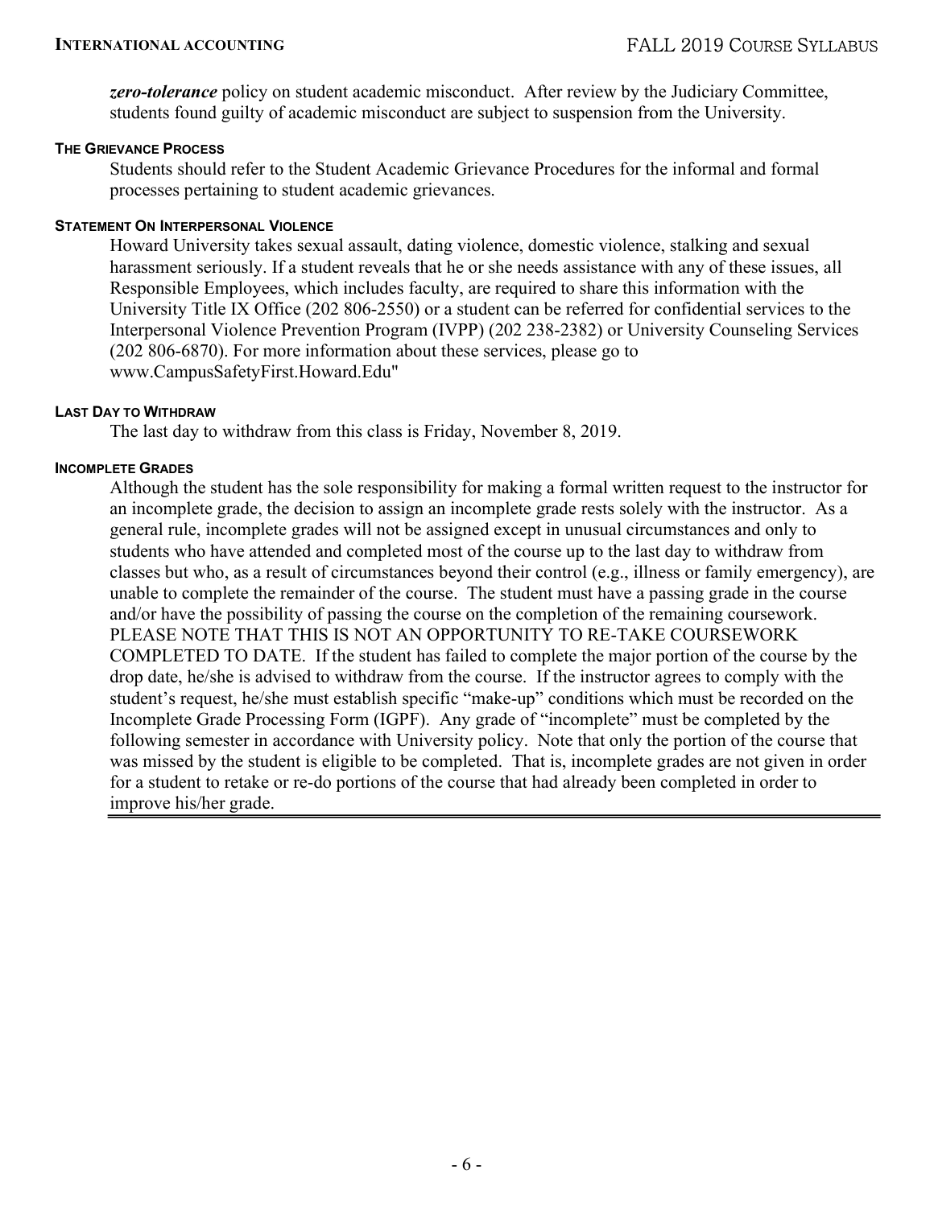***zero-tolerance*** policy on student academic misconduct. After review by the Judiciary Committee, students found guilty of academic misconduct are subject to suspension from the University.

#### THE GRIEVANCE PROCESS

Students should refer to the Student Academic Grievance Procedures for the informal and formal processes pertaining to student academic grievances.

#### STATEMENT ON INTERPERSONAL VIOLENCE

Howard University takes sexual assault, dating violence, domestic violence, stalking and sexual harassment seriously. If a student reveals that he or she needs assistance with any of these issues, all Responsible Employees, which includes faculty, are required to share this information with the University Title IX Office (202 806-2550) or a student can be referred for confidential services to the Interpersonal Violence Prevention Program (IVPP) (202 238-2382) or University Counseling Services (202 806-6870). For more information about these services, please go to www.CampusSafetyFirst.Howard.Edu"

#### LAST DAY TO WITHDRAW

The last day to withdraw from this class is Friday, November 8, 2019.

#### INCOMPLETE GRADES

Although the student has the sole responsibility for making a formal written request to the instructor for an incomplete grade, the decision to assign an incomplete grade rests solely with the instructor. As a general rule, incomplete grades will not be assigned except in unusual circumstances and only to students who have attended and completed most of the course up to the last day to withdraw from classes but who, as a result of circumstances beyond their control (e.g., illness or family emergency), are unable to complete the remainder of the course. The student must have a passing grade in the course and/or have the possibility of passing the course on the completion of the remaining coursework. PLEASE NOTE THAT THIS IS NOT AN OPPORTUNITY TO RE-TAKE COURSEWORK COMPLETED TO DATE. If the student has failed to complete the major portion of the course by the drop date, he/she is advised to withdraw from the course. If the instructor agrees to comply with the student's request, he/she must establish specific "make-up" conditions which must be recorded on the Incomplete Grade Processing Form (IGPF). Any grade of "incomplete" must be completed by the following semester in accordance with University policy. Note that only the portion of the course that was missed by the student is eligible to be completed. That is, incomplete grades are not given in order for a student to retake or re-do portions of the course that had already been completed in order to improve his/her grade.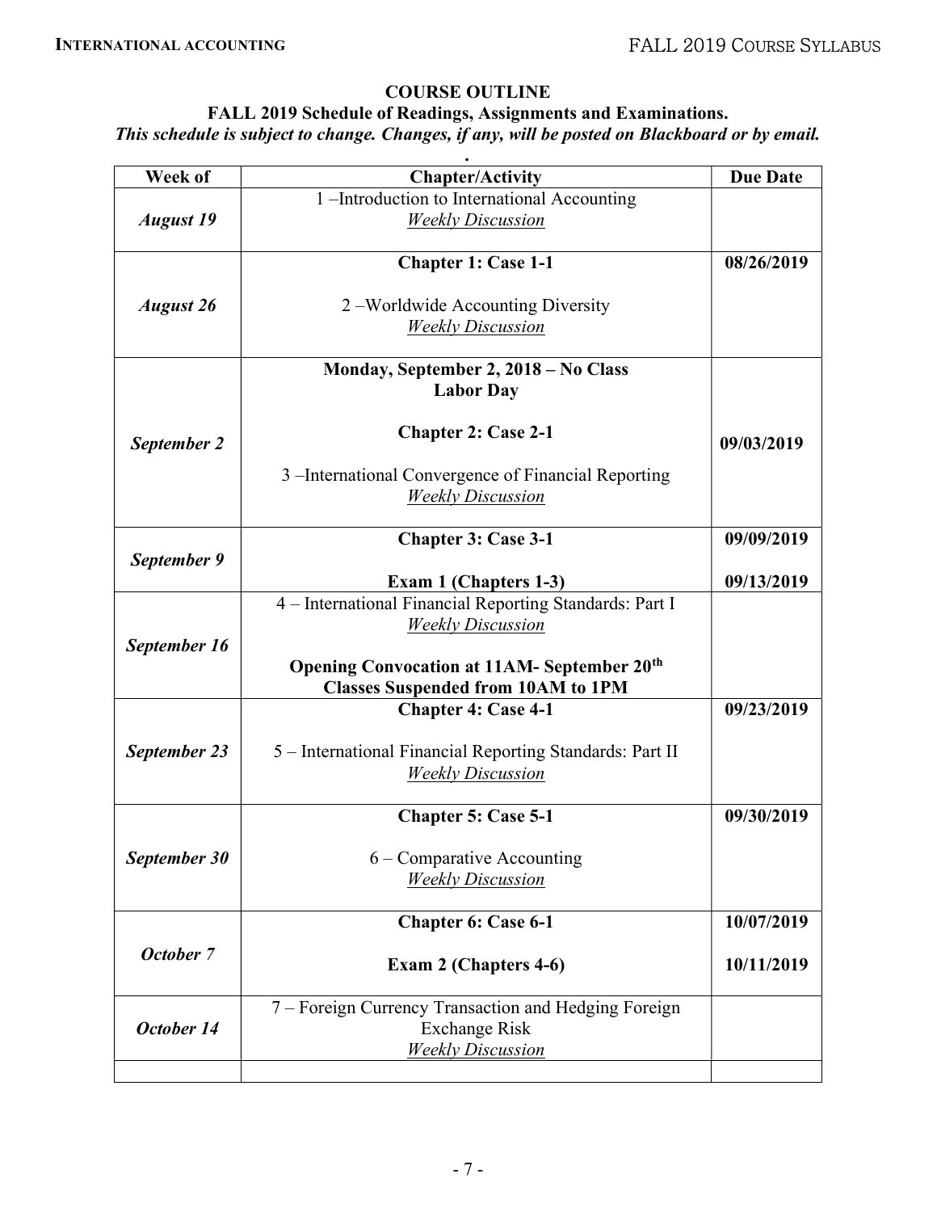## COURSE OUTLINE

### FALL 2019 Schedule of Readings, Assignments and Examinations.

***This schedule is subject to change. Changes, if any, will be posted on Blackboard or by email.***

.

| Week of | Chapter/Activity | Due Date |
|---|---|---|
| ***August 19*** | 1 –Introduction to International Accounting<br>*Weekly Discussion* | |
| ***August 26*** | **Chapter 1: Case 1-1**<br><br>2 –Worldwide Accounting Diversity<br>*Weekly Discussion* | 08/26/2019 |
| ***September 2*** | **Monday, September 2, 2018 – No Class**<br>**Labor Day**<br><br>**Chapter 2: Case 2-1**<br><br>3 –International Convergence of Financial Reporting<br>*Weekly Discussion* | 09/03/2019 |
| ***September 9*** | **Chapter 3: Case 3-1**<br><br>**Exam 1 (Chapters 1-3)** | 09/09/2019<br><br>09/13/2019 |
| ***September 16*** | 4 – International Financial Reporting Standards: Part I<br>*Weekly Discussion*<br><br>**Opening Convocation at 11AM- September 20th**<br>**Classes Suspended from 10AM to 1PM** | |
| ***September 23*** | **Chapter 4: Case 4-1**<br><br>5 – International Financial Reporting Standards: Part II<br>*Weekly Discussion* | 09/23/2019 |
| ***September 30*** | **Chapter 5: Case 5-1**<br><br>6 – Comparative Accounting<br>*Weekly Discussion* | 09/30/2019 |
| ***October 7*** | **Chapter 6: Case 6-1**<br><br>**Exam 2 (Chapters 4-6)** | 10/07/2019<br><br>10/11/2019 |
| ***October 14*** | 7 – Foreign Currency Transaction and Hedging Foreign Exchange Risk<br>*Weekly Discussion* | |
| | | |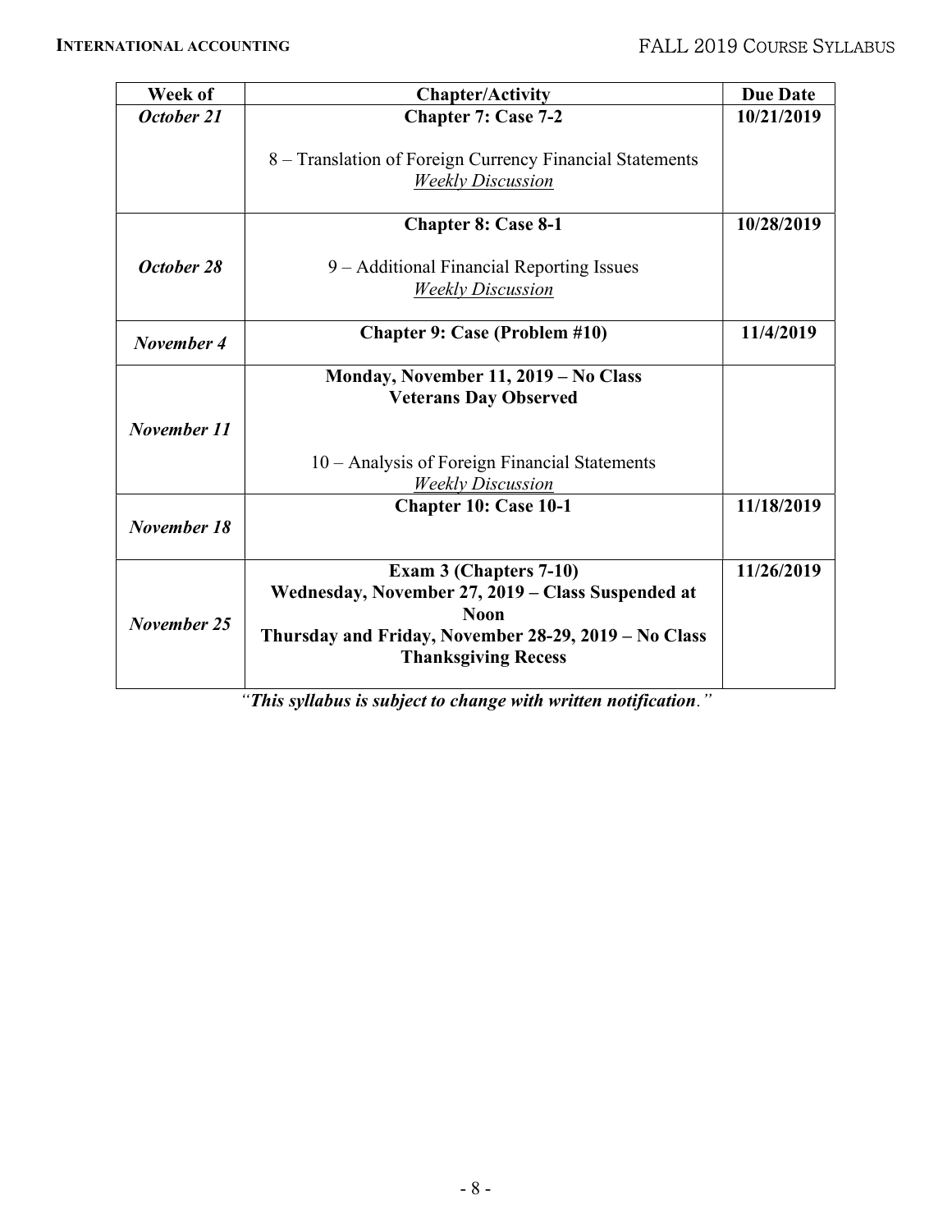| Week of | Chapter/Activity | Due Date |
|---|---|---|
| ***October 21*** | **Chapter 7: Case 7-2**<br><br>8 – Translation of Foreign Currency Financial Statements<br>*Weekly Discussion* | **10/21/2019** |
| ***October 28*** | **Chapter 8: Case 8-1**<br><br>9 – Additional Financial Reporting Issues<br>*Weekly Discussion* | **10/28/2019** |
| ***November 4*** | **Chapter 9: Case (Problem #10)** | **11/4/2019** |
| ***November 11*** | **Monday, November 11, 2019 – No Class**<br>**Veterans Day Observed**<br><br>10 – Analysis of Foreign Financial Statements<br>*Weekly Discussion* | |
| ***November 18*** | **Chapter 10: Case 10-1** | **11/18/2019** |
| ***November 25*** | **Exam 3 (Chapters 7-10)**<br>**Wednesday, November 27, 2019 – Class Suspended at Noon**<br>**Thursday and Friday, November 28-29, 2019 – No Class**<br>**Thanksgiving Recess** | **11/26/2019** |

*"**This syllabus is subject to change with written notification**."*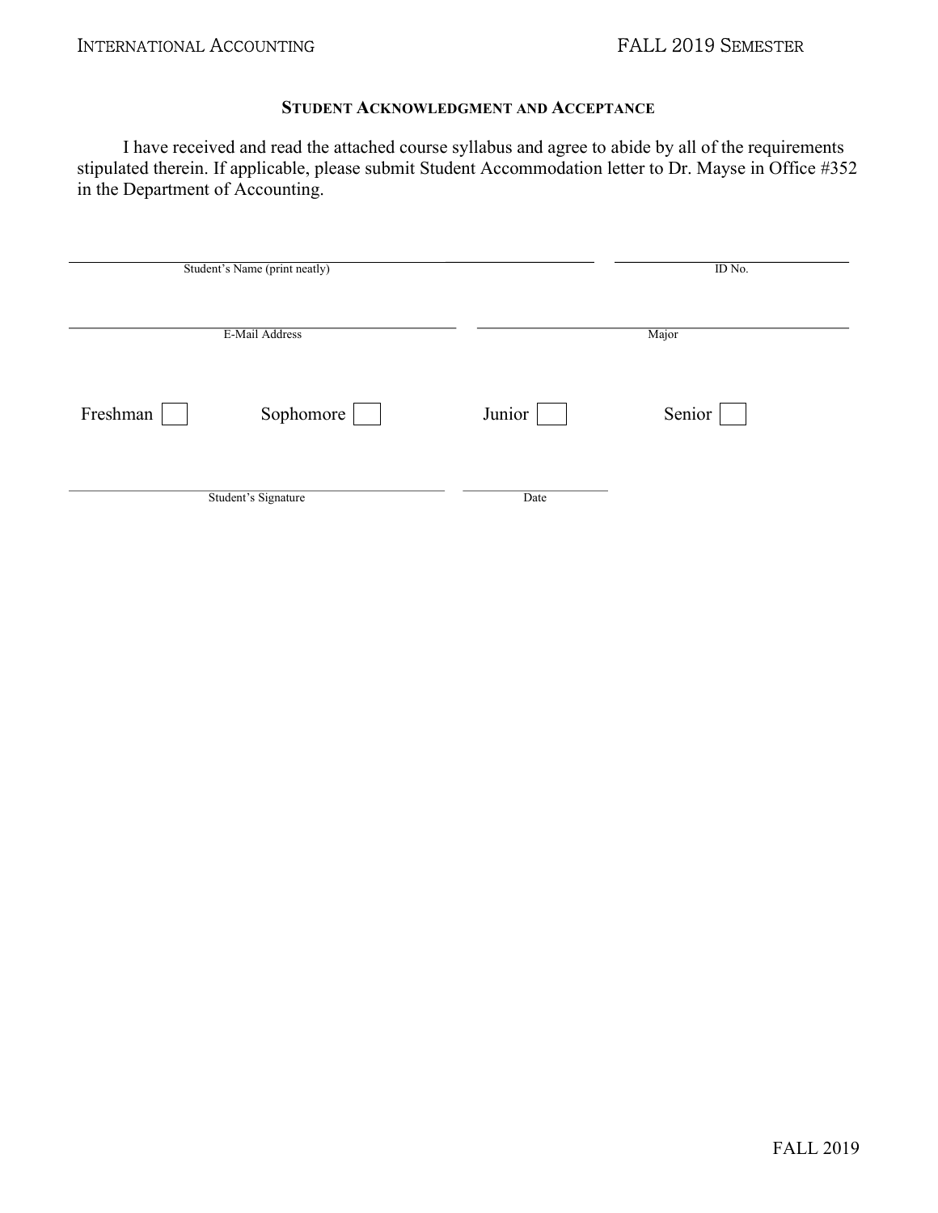## Student Acknowledgment and Acceptance

I have received and read the attached course syllabus and agree to abide by all of the requirements stipulated therein. If applicable, please submit Student Accommodation letter to Dr. Mayse in Office #352 in the Department of Accounting.

______________________________________________ ______________________
Student's Name (print neatly) ID No.

______________________________________________ ______________________
E-Mail Address Major

Freshman ☐ Sophomore ☐ Junior ☐ Senior ☐

______________________________________________ ______________
Student's Signature Date